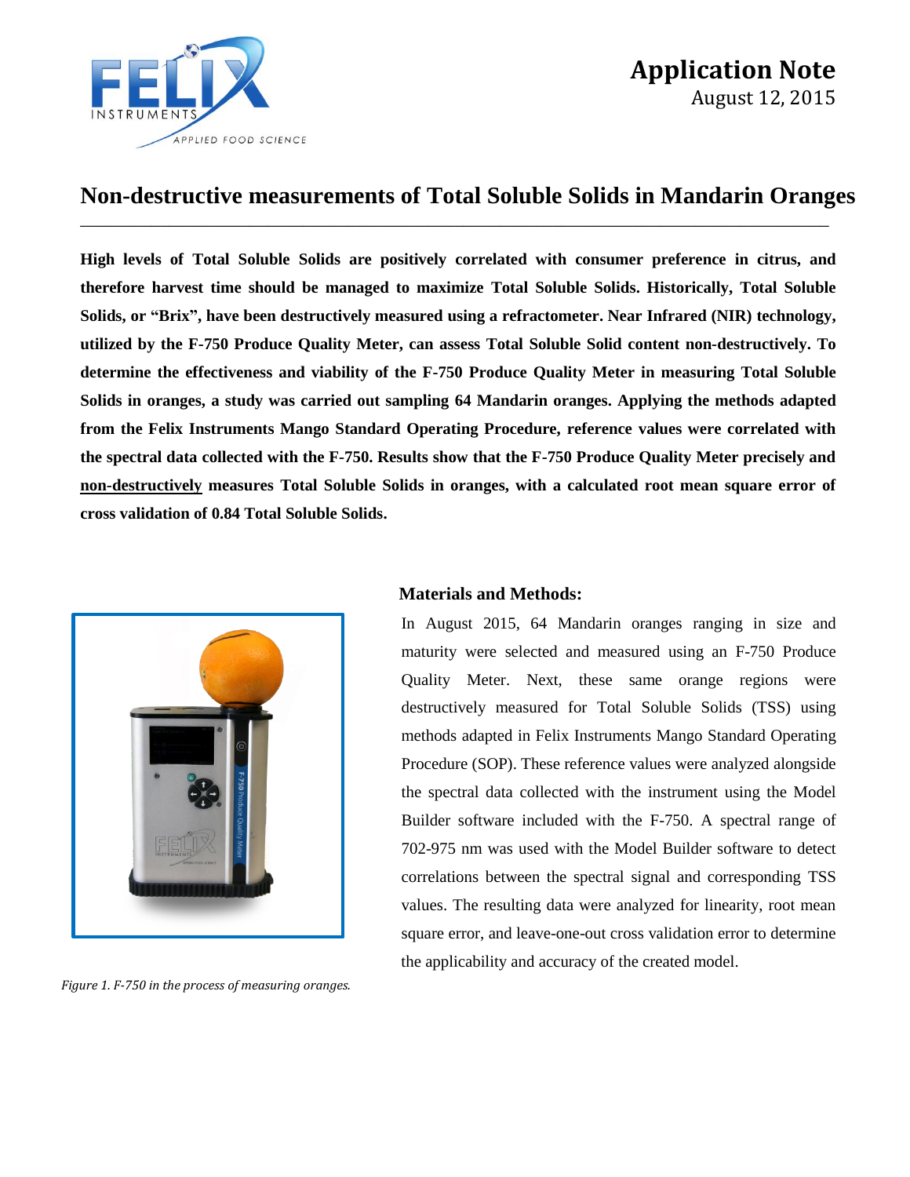# Application Note

August 12, 2015

## Non-destructive measurements of Total Soluble Solids in Mandarin Oranges

**High levels of Total Soluble Solids are positively correlated with consumer preference in citrus, and therefore harvest time should be managed to maximize Total Soluble Solids. Historically, Total Soluble Solids, or "Brix", have been destructively measured using a refractometer. Near Infrared (NIR) technology, utilized by the F-750 Produce Quality Meter, can assess Total Soluble Solid content non-destructively. To determine the effectiveness and viability of the F-750 Produce Quality Meter in measuring Total Soluble Solids in oranges, a study was carried out sampling 64 Mandarin oranges. Applying the methods adapted from the Felix Instruments Mango Standard Operating Procedure, reference values were correlated with the spectral data collected with the F-750. Results show that the F-750 Produce Quality Meter precisely and <u>non-destructively</u> measures Total Soluble Solids in oranges, with a calculated root mean square error of cross validation of 0.84 Total Soluble Solids.**

*Figure 1. F-750 in the process of measuring oranges.*

### Materials and Methods:

In August 2015, 64 Mandarin oranges ranging in size and maturity were selected and measured using an F-750 Produce Quality Meter. Next, these same orange regions were destructively measured for Total Soluble Solids (TSS) using methods adapted in Felix Instruments Mango Standard Operating Procedure (SOP). These reference values were analyzed alongside the spectral data collected with the instrument using the Model Builder software included with the F-750. A spectral range of 702-975 nm was used with the Model Builder software to detect correlations between the spectral signal and corresponding TSS values. The resulting data were analyzed for linearity, root mean square error, and leave-one-out cross validation error to determine the applicability and accuracy of the created model.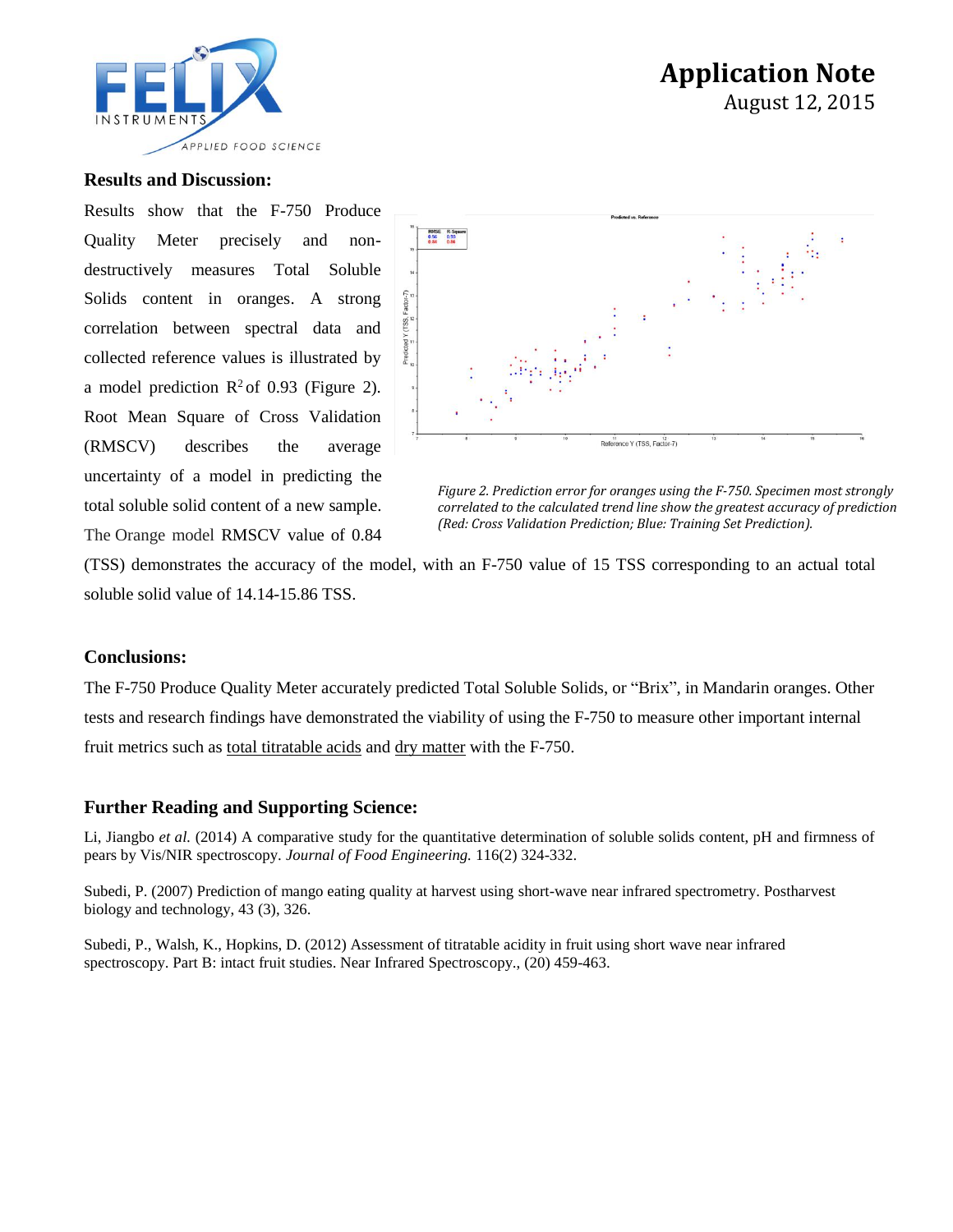## Results and Discussion:

Results show that the F-750 Produce Quality Meter precisely and non-destructively measures Total Soluble Solids content in oranges. A strong correlation between spectral data and collected reference values is illustrated by a model prediction $R^2$ of 0.93 (Figure 2). Root Mean Square of Cross Validation (RMSCV) describes the average uncertainty of a model in predicting the total soluble solid content of a new sample. The Orange model RMSCV value of 0.84 (TSS) demonstrates the accuracy of the model, with an F-750 value of 15 TSS corresponding to an actual total soluble solid value of 14.14-15.86 TSS.

Predicted vs. Reference

RMSE R Square
0.56 0.93
0.84 0.86

Predicted Y (TSS, Factor-7)

Reference Y (TSS, Factor-7)

*Figure 2. Prediction error for oranges using the F-750. Specimen most strongly correlated to the calculated trend line show the greatest accuracy of prediction (Red: Cross Validation Prediction; Blue: Training Set Prediction).*

## Conclusions:

The F-750 Produce Quality Meter accurately predicted Total Soluble Solids, or "Brix", in Mandarin oranges. Other tests and research findings have demonstrated the viability of using the F-750 to measure other important internal fruit metrics such as total titratable acids and dry matter with the F-750.

## Further Reading and Supporting Science:

Li, Jiangbo *et al.* (2014) A comparative study for the quantitative determination of soluble solids content, pH and firmness of pears by Vis/NIR spectroscopy. *Journal of Food Engineering.* 116(2) 324-332.

Subedi, P. (2007) Prediction of mango eating quality at harvest using short-wave near infrared spectrometry. Postharvest biology and technology, 43 (3), 326.

Subedi, P., Walsh, K., Hopkins, D. (2012) Assessment of titratable acidity in fruit using short wave near infrared spectroscopy. Part B: intact fruit studies. Near Infrared Spectroscopy., (20) 459-463.